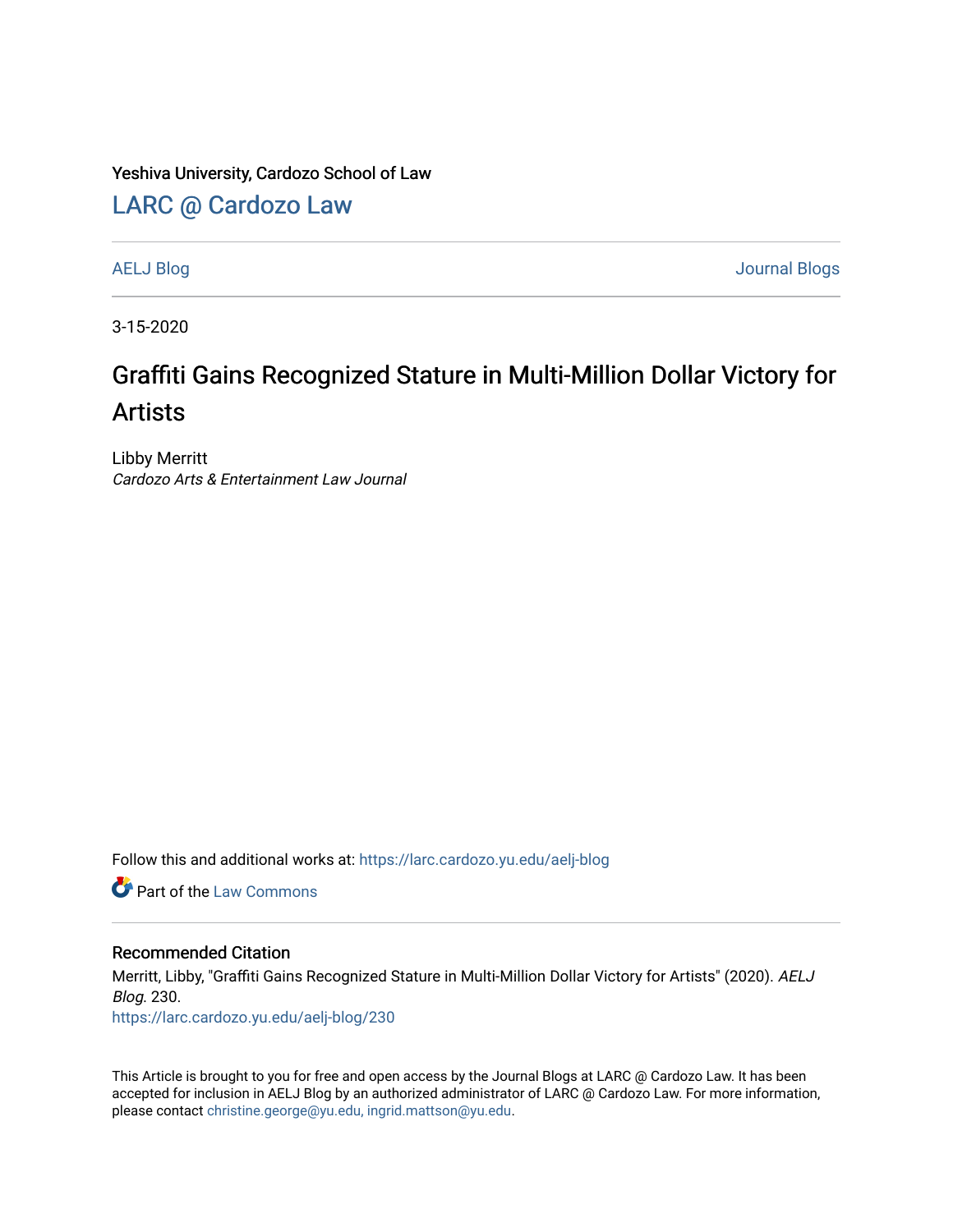Yeshiva University, Cardozo School of Law

LARC @ Cardozo Law

AELJ Blog | Journal Blogs

3-15-2020

# Graffiti Gains Recognized Stature in Multi-Million Dollar Victory for Artists

Libby Merritt

*Cardozo Arts & Entertainment Law Journal*

Follow this and additional works at: https://larc.cardozo.yu.edu/aelj-blog

Part of the Law Commons

## Recommended Citation

Merritt, Libby, "Graffiti Gains Recognized Stature in Multi-Million Dollar Victory for Artists" (2020). *AELJ Blog*. 230.

https://larc.cardozo.yu.edu/aelj-blog/230

This Article is brought to you for free and open access by the Journal Blogs at LARC @ Cardozo Law. It has been accepted for inclusion in AELJ Blog by an authorized administrator of LARC @ Cardozo Law. For more information, please contact christine.george@yu.edu, ingrid.mattson@yu.edu.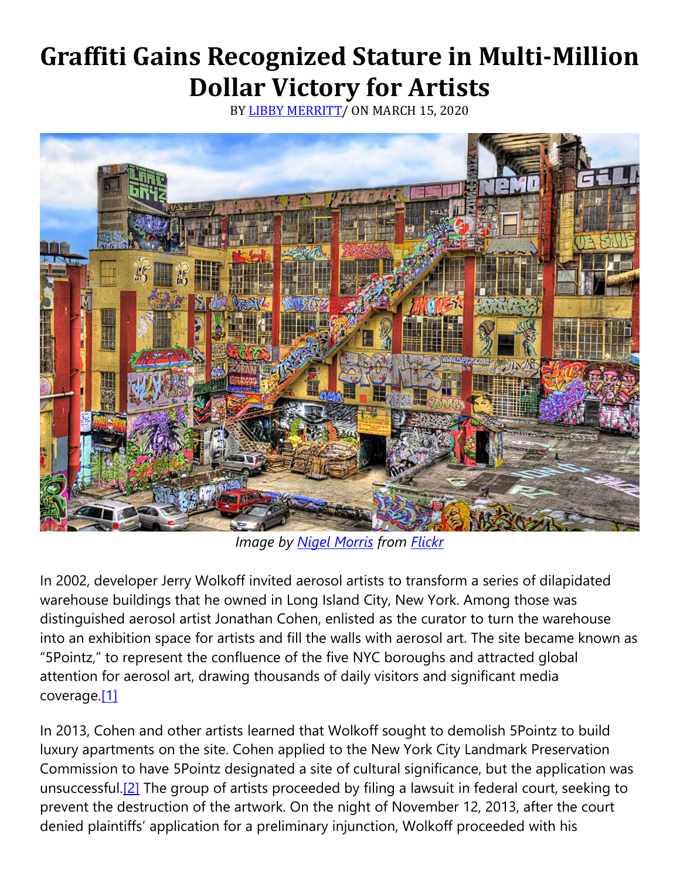# Graffiti Gains Recognized Stature in Multi-Million Dollar Victory for Artists

BY LIBBY MERRITT/ ON MARCH 15, 2020

*Image by Nigel Morris from Flickr*

In 2002, developer Jerry Wolkoff invited aerosol artists to transform a series of dilapidated warehouse buildings that he owned in Long Island City, New York. Among those was distinguished aerosol artist Jonathan Cohen, enlisted as the curator to turn the warehouse into an exhibition space for artists and fill the walls with aerosol art. The site became known as "5Pointz," to represent the confluence of the five NYC boroughs and attracted global attention for aerosol art, drawing thousands of daily visitors and significant media coverage.[1]

In 2013, Cohen and other artists learned that Wolkoff sought to demolish 5Pointz to build luxury apartments on the site. Cohen applied to the New York City Landmark Preservation Commission to have 5Pointz designated a site of cultural significance, but the application was unsuccessful.[2] The group of artists proceeded by filing a lawsuit in federal court, seeking to prevent the destruction of the artwork. On the night of November 12, 2013, after the court denied plaintiffs' application for a preliminary injunction, Wolkoff proceeded with his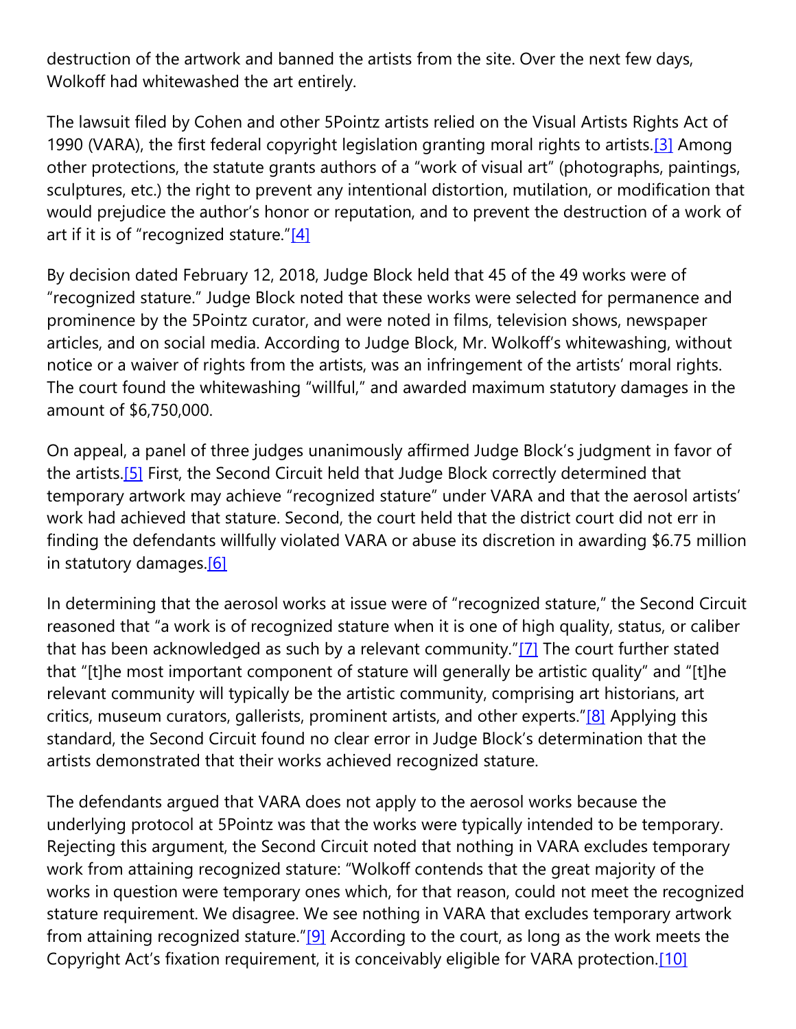destruction of the artwork and banned the artists from the site. Over the next few days, Wolkoff had whitewashed the art entirely.

The lawsuit filed by Cohen and other 5Pointz artists relied on the Visual Artists Rights Act of 1990 (VARA), the first federal copyright legislation granting moral rights to artists.[3] Among other protections, the statute grants authors of a "work of visual art" (photographs, paintings, sculptures, etc.) the right to prevent any intentional distortion, mutilation, or modification that would prejudice the author's honor or reputation, and to prevent the destruction of a work of art if it is of "recognized stature."[4]

By decision dated February 12, 2018, Judge Block held that 45 of the 49 works were of "recognized stature." Judge Block noted that these works were selected for permanence and prominence by the 5Pointz curator, and were noted in films, television shows, newspaper articles, and on social media. According to Judge Block, Mr. Wolkoff's whitewashing, without notice or a waiver of rights from the artists, was an infringement of the artists' moral rights. The court found the whitewashing "willful," and awarded maximum statutory damages in the amount of $6,750,000.

On appeal, a panel of three judges unanimously affirmed Judge Block's judgment in favor of the artists.[5] First, the Second Circuit held that Judge Block correctly determined that temporary artwork may achieve "recognized stature" under VARA and that the aerosol artists' work had achieved that stature. Second, the court held that the district court did not err in finding the defendants willfully violated VARA or abuse its discretion in awarding $6.75 million in statutory damages.[6]

In determining that the aerosol works at issue were of "recognized stature," the Second Circuit reasoned that "a work is of recognized stature when it is one of high quality, status, or caliber that has been acknowledged as such by a relevant community."[7] The court further stated that "[t]he most important component of stature will generally be artistic quality" and "[t]he relevant community will typically be the artistic community, comprising art historians, art critics, museum curators, gallerists, prominent artists, and other experts."[8] Applying this standard, the Second Circuit found no clear error in Judge Block's determination that the artists demonstrated that their works achieved recognized stature.

The defendants argued that VARA does not apply to the aerosol works because the underlying protocol at 5Pointz was that the works were typically intended to be temporary. Rejecting this argument, the Second Circuit noted that nothing in VARA excludes temporary work from attaining recognized stature: "Wolkoff contends that the great majority of the works in question were temporary ones which, for that reason, could not meet the recognized stature requirement. We disagree. We see nothing in VARA that excludes temporary artwork from attaining recognized stature."[9] According to the court, as long as the work meets the Copyright Act's fixation requirement, it is conceivably eligible for VARA protection.[10]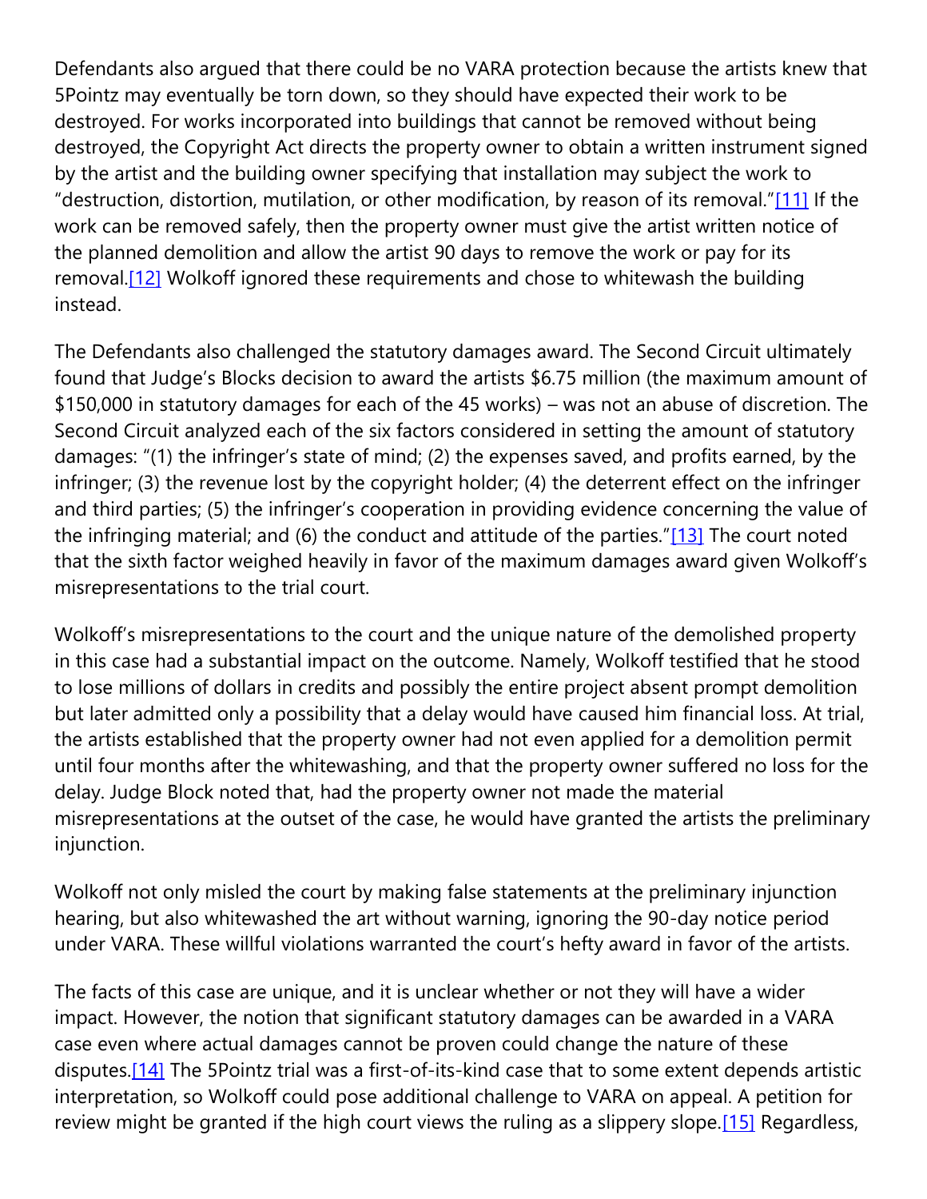Defendants also argued that there could be no VARA protection because the artists knew that 5Pointz may eventually be torn down, so they should have expected their work to be destroyed. For works incorporated into buildings that cannot be removed without being destroyed, the Copyright Act directs the property owner to obtain a written instrument signed by the artist and the building owner specifying that installation may subject the work to "destruction, distortion, mutilation, or other modification, by reason of its removal."[11] If the work can be removed safely, then the property owner must give the artist written notice of the planned demolition and allow the artist 90 days to remove the work or pay for its removal.[12] Wolkoff ignored these requirements and chose to whitewash the building instead.

The Defendants also challenged the statutory damages award. The Second Circuit ultimately found that Judge's Blocks decision to award the artists $6.75 million (the maximum amount of $150,000 in statutory damages for each of the 45 works) – was not an abuse of discretion. The Second Circuit analyzed each of the six factors considered in setting the amount of statutory damages: "(1) the infringer's state of mind; (2) the expenses saved, and profits earned, by the infringer; (3) the revenue lost by the copyright holder; (4) the deterrent effect on the infringer and third parties; (5) the infringer's cooperation in providing evidence concerning the value of the infringing material; and (6) the conduct and attitude of the parties."[13] The court noted that the sixth factor weighed heavily in favor of the maximum damages award given Wolkoff's misrepresentations to the trial court.

Wolkoff's misrepresentations to the court and the unique nature of the demolished property in this case had a substantial impact on the outcome. Namely, Wolkoff testified that he stood to lose millions of dollars in credits and possibly the entire project absent prompt demolition but later admitted only a possibility that a delay would have caused him financial loss. At trial, the artists established that the property owner had not even applied for a demolition permit until four months after the whitewashing, and that the property owner suffered no loss for the delay. Judge Block noted that, had the property owner not made the material misrepresentations at the outset of the case, he would have granted the artists the preliminary injunction.

Wolkoff not only misled the court by making false statements at the preliminary injunction hearing, but also whitewashed the art without warning, ignoring the 90-day notice period under VARA. These willful violations warranted the court's hefty award in favor of the artists.

The facts of this case are unique, and it is unclear whether or not they will have a wider impact. However, the notion that significant statutory damages can be awarded in a VARA case even where actual damages cannot be proven could change the nature of these disputes.[14] The 5Pointz trial was a first-of-its-kind case that to some extent depends artistic interpretation, so Wolkoff could pose additional challenge to VARA on appeal. A petition for review might be granted if the high court views the ruling as a slippery slope.[15] Regardless,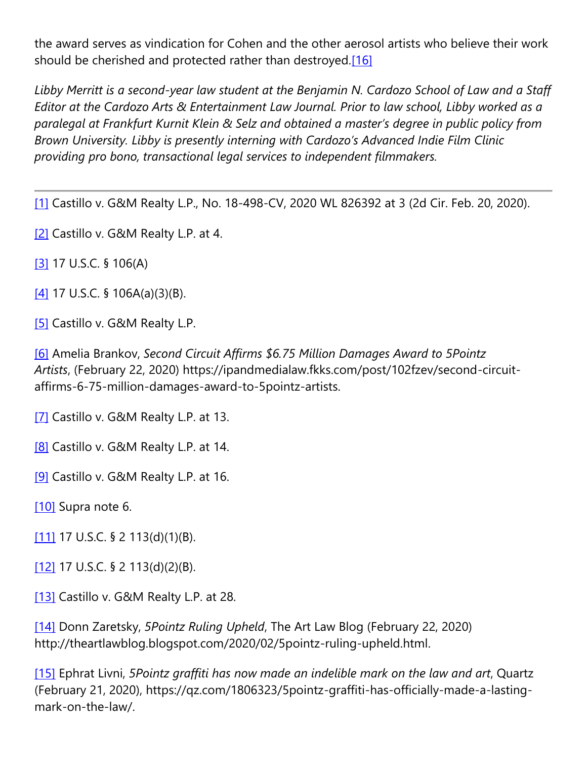the award serves as vindication for Cohen and the other aerosol artists who believe their work should be cherished and protected rather than destroyed.[16]

*Libby Merritt is a second-year law student at the Benjamin N. Cardozo School of Law and a Staff Editor at the Cardozo Arts & Entertainment Law Journal. Prior to law school, Libby worked as a paralegal at Frankfurt Kurnit Klein & Selz and obtained a master's degree in public policy from Brown University. Libby is presently interning with Cardozo's Advanced Indie Film Clinic providing pro bono, transactional legal services to independent filmmakers.*

---

[1] Castillo v. G&M Realty L.P., No. 18-498-CV, 2020 WL 826392 at 3 (2d Cir. Feb. 20, 2020).

[2] Castillo v. G&M Realty L.P. at 4.

[3] 17 U.S.C. § 106(A)

[4] 17 U.S.C. § 106A(a)(3)(B).

[5] Castillo v. G&M Realty L.P.

[6] Amelia Brankov, *Second Circuit Affirms $6.75 Million Damages Award to 5Pointz Artists*, (February 22, 2020) https://ipandmedialaw.fkks.com/post/102fzev/second-circuit-affirms-6-75-million-damages-award-to-5pointz-artists.

[7] Castillo v. G&M Realty L.P. at 13.

[8] Castillo v. G&M Realty L.P. at 14.

[9] Castillo v. G&M Realty L.P. at 16.

[10] Supra note 6.

[11] 17 U.S.C. § 2 113(d)(1)(B).

[12] 17 U.S.C. § 2 113(d)(2)(B).

[13] Castillo v. G&M Realty L.P. at 28.

[14] Donn Zaretsky, *5Pointz Ruling Upheld*, The Art Law Blog (February 22, 2020) http://theartlawblog.blogspot.com/2020/02/5pointz-ruling-upheld.html.

[15] Ephrat Livni, *5Pointz graffiti has now made an indelible mark on the law and art*, Quartz (February 21, 2020), https://qz.com/1806323/5pointz-graffiti-has-officially-made-a-lasting-mark-on-the-law/.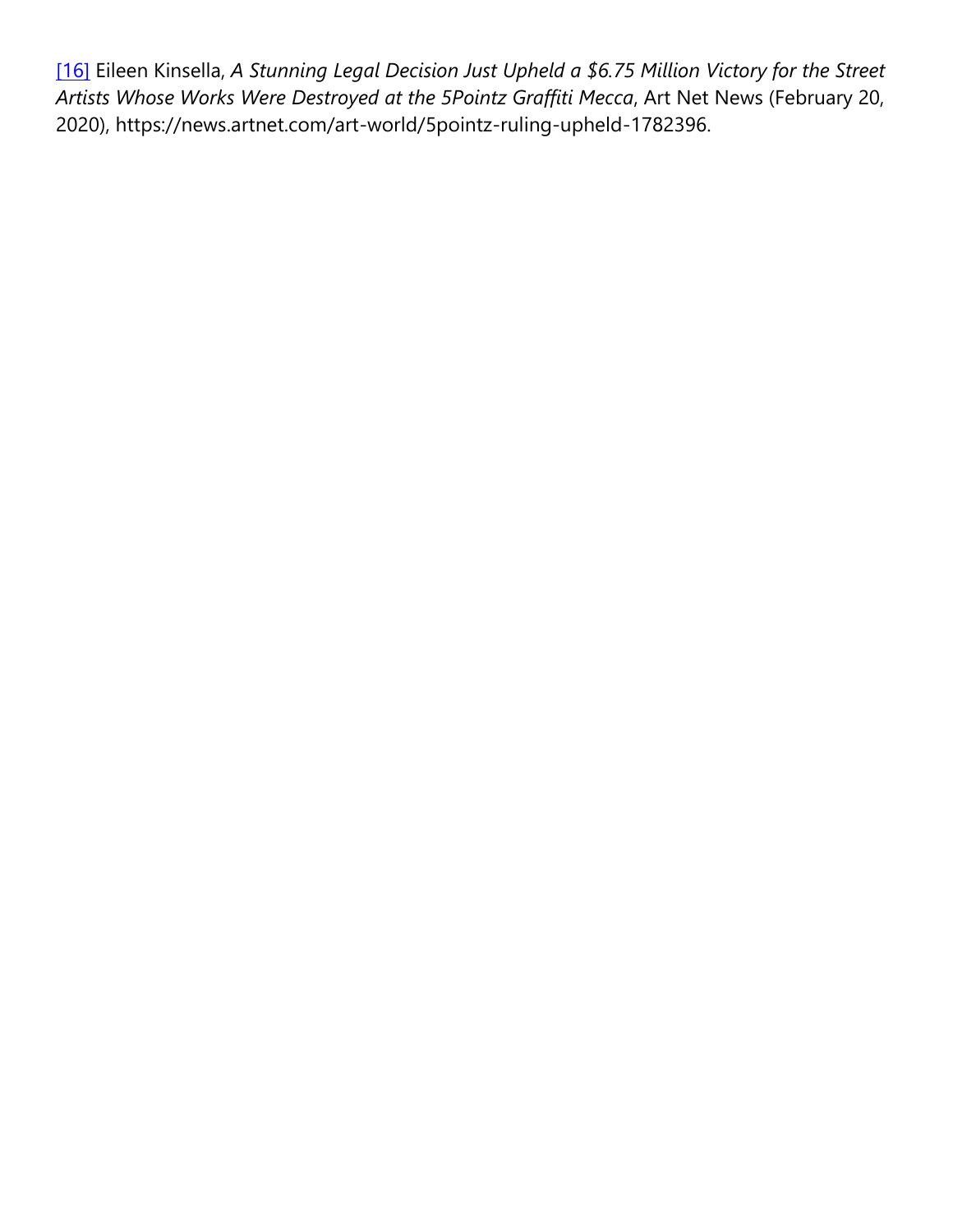[16] Eileen Kinsella, *A Stunning Legal Decision Just Upheld a $6.75 Million Victory for the Street Artists Whose Works Were Destroyed at the 5Pointz Graffiti Mecca*, Art Net News (February 20, 2020), https://news.artnet.com/art-world/5pointz-ruling-upheld-1782396.